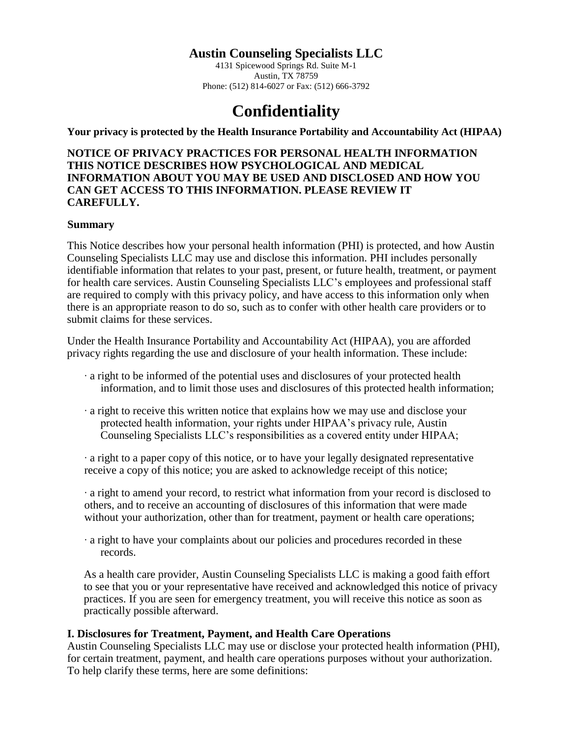# Austin Counseling Specialists LLC

4131 Spicewood Springs Rd. Suite M-1
Austin, TX 78759
Phone: (512) 814-6027 or Fax: (512) 666-3792

# Confidentiality

**Your privacy is protected by the Health Insurance Portability and Accountability Act (HIPAA)**

**NOTICE OF PRIVACY PRACTICES FOR PERSONAL HEALTH INFORMATION THIS NOTICE DESCRIBES HOW PSYCHOLOGICAL AND MEDICAL INFORMATION ABOUT YOU MAY BE USED AND DISCLOSED AND HOW YOU CAN GET ACCESS TO THIS INFORMATION. PLEASE REVIEW IT CAREFULLY.**

**Summary**

This Notice describes how your personal health information (PHI) is protected, and how Austin Counseling Specialists LLC may use and disclose this information. PHI includes personally identifiable information that relates to your past, present, or future health, treatment, or payment for health care services. Austin Counseling Specialists LLC's employees and professional staff are required to comply with this privacy policy, and have access to this information only when there is an appropriate reason to do so, such as to confer with other health care providers or to submit claims for these services.

Under the Health Insurance Portability and Accountability Act (HIPAA), you are afforded privacy rights regarding the use and disclosure of your health information. These include:

- a right to be informed of the potential uses and disclosures of your protected health information, and to limit those uses and disclosures of this protected health information;
- a right to receive this written notice that explains how we may use and disclose your protected health information, your rights under HIPAA's privacy rule, Austin Counseling Specialists LLC's responsibilities as a covered entity under HIPAA;
- a right to a paper copy of this notice, or to have your legally designated representative receive a copy of this notice; you are asked to acknowledge receipt of this notice;
- a right to amend your record, to restrict what information from your record is disclosed to others, and to receive an accounting of disclosures of this information that were made without your authorization, other than for treatment, payment or health care operations;
- a right to have your complaints about our policies and procedures recorded in these records.

As a health care provider, Austin Counseling Specialists LLC is making a good faith effort to see that you or your representative have received and acknowledged this notice of privacy practices. If you are seen for emergency treatment, you will receive this notice as soon as practically possible afterward.

**I. Disclosures for Treatment, Payment, and Health Care Operations**

Austin Counseling Specialists LLC may use or disclose your protected health information (PHI), for certain treatment, payment, and health care operations purposes without your authorization. To help clarify these terms, here are some definitions: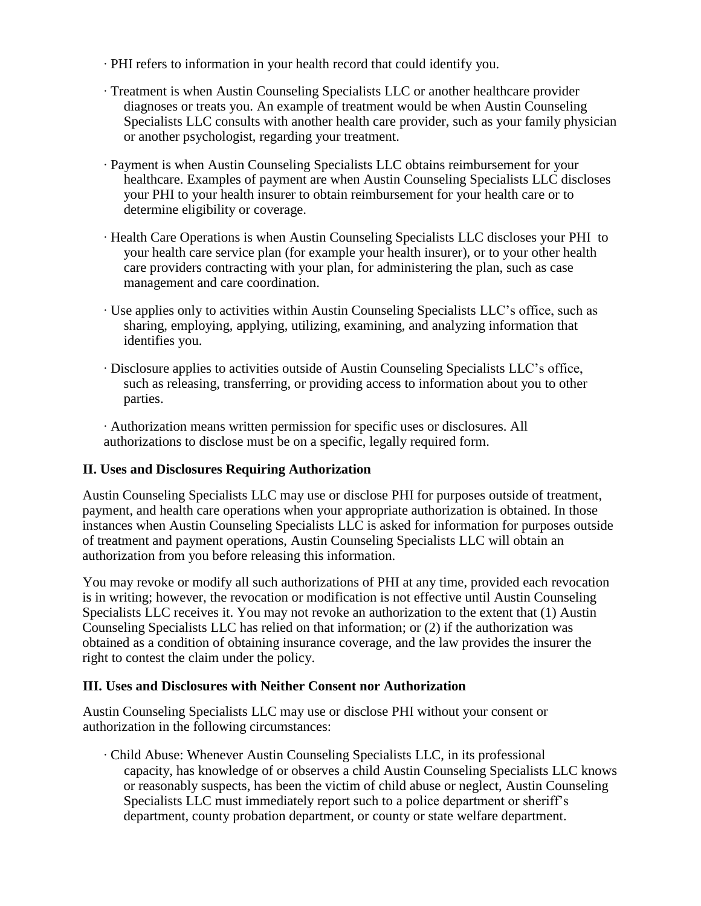· PHI refers to information in your health record that could identify you.

· Treatment is when Austin Counseling Specialists LLC or another healthcare provider diagnoses or treats you. An example of treatment would be when Austin Counseling Specialists LLC consults with another health care provider, such as your family physician or another psychologist, regarding your treatment.

· Payment is when Austin Counseling Specialists LLC obtains reimbursement for your healthcare. Examples of payment are when Austin Counseling Specialists LLC discloses your PHI to your health insurer to obtain reimbursement for your health care or to determine eligibility or coverage.

· Health Care Operations is when Austin Counseling Specialists LLC discloses your PHI to your health care service plan (for example your health insurer), or to your other health care providers contracting with your plan, for administering the plan, such as case management and care coordination.

· Use applies only to activities within Austin Counseling Specialists LLC's office, such as sharing, employing, applying, utilizing, examining, and analyzing information that identifies you.

· Disclosure applies to activities outside of Austin Counseling Specialists LLC's office, such as releasing, transferring, or providing access to information about you to other parties.

· Authorization means written permission for specific uses or disclosures. All authorizations to disclose must be on a specific, legally required form.

**II. Uses and Disclosures Requiring Authorization**

Austin Counseling Specialists LLC may use or disclose PHI for purposes outside of treatment, payment, and health care operations when your appropriate authorization is obtained. In those instances when Austin Counseling Specialists LLC is asked for information for purposes outside of treatment and payment operations, Austin Counseling Specialists LLC will obtain an authorization from you before releasing this information.

You may revoke or modify all such authorizations of PHI at any time, provided each revocation is in writing; however, the revocation or modification is not effective until Austin Counseling Specialists LLC receives it. You may not revoke an authorization to the extent that (1) Austin Counseling Specialists LLC has relied on that information; or (2) if the authorization was obtained as a condition of obtaining insurance coverage, and the law provides the insurer the right to contest the claim under the policy.

**III. Uses and Disclosures with Neither Consent nor Authorization**

Austin Counseling Specialists LLC may use or disclose PHI without your consent or authorization in the following circumstances:

· Child Abuse: Whenever Austin Counseling Specialists LLC, in its professional capacity, has knowledge of or observes a child Austin Counseling Specialists LLC knows or reasonably suspects, has been the victim of child abuse or neglect, Austin Counseling Specialists LLC must immediately report such to a police department or sheriff's department, county probation department, or county or state welfare department.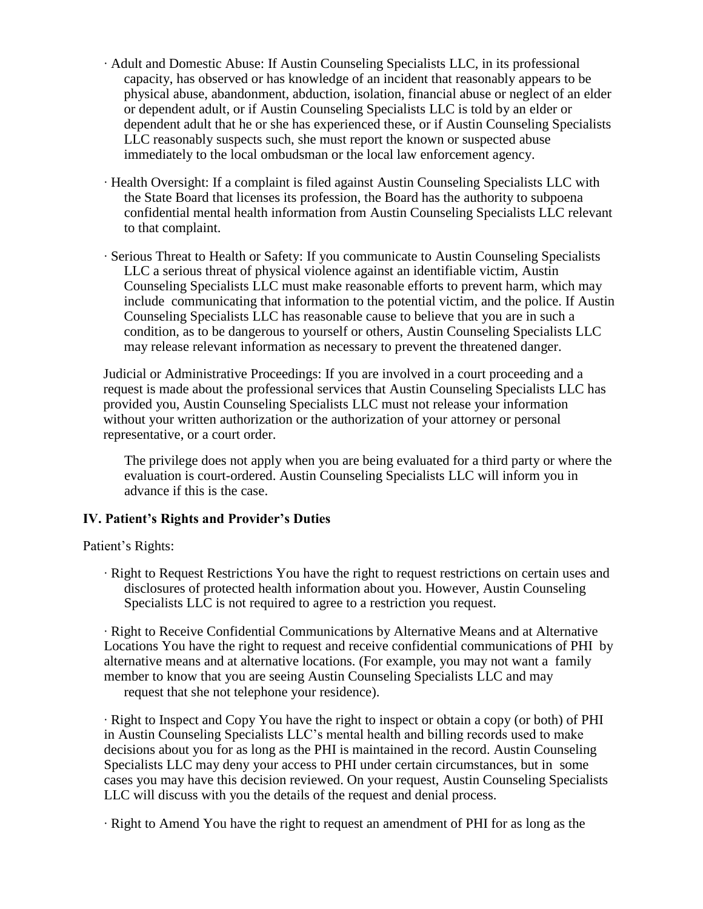- Adult and Domestic Abuse: If Austin Counseling Specialists LLC, in its professional capacity, has observed or has knowledge of an incident that reasonably appears to be physical abuse, abandonment, abduction, isolation, financial abuse or neglect of an elder or dependent adult, or if Austin Counseling Specialists LLC is told by an elder or dependent adult that he or she has experienced these, or if Austin Counseling Specialists LLC reasonably suspects such, she must report the known or suspected abuse immediately to the local ombudsman or the local law enforcement agency.
- Health Oversight: If a complaint is filed against Austin Counseling Specialists LLC with the State Board that licenses its profession, the Board has the authority to subpoena confidential mental health information from Austin Counseling Specialists LLC relevant to that complaint.
- Serious Threat to Health or Safety: If you communicate to Austin Counseling Specialists LLC a serious threat of physical violence against an identifiable victim, Austin Counseling Specialists LLC must make reasonable efforts to prevent harm, which may include communicating that information to the potential victim, and the police. If Austin Counseling Specialists LLC has reasonable cause to believe that you are in such a condition, as to be dangerous to yourself or others, Austin Counseling Specialists LLC may release relevant information as necessary to prevent the threatened danger.

Judicial or Administrative Proceedings: If you are involved in a court proceeding and a request is made about the professional services that Austin Counseling Specialists LLC has provided you, Austin Counseling Specialists LLC must not release your information without your written authorization or the authorization of your attorney or personal representative, or a court order.

The privilege does not apply when you are being evaluated for a third party or where the evaluation is court-ordered. Austin Counseling Specialists LLC will inform you in advance if this is the case.

**IV. Patient's Rights and Provider's Duties**

Patient's Rights:

- Right to Request Restrictions You have the right to request restrictions on certain uses and disclosures of protected health information about you. However, Austin Counseling Specialists LLC is not required to agree to a restriction you request.

- Right to Receive Confidential Communications by Alternative Means and at Alternative Locations You have the right to request and receive confidential communications of PHI by alternative means and at alternative locations. (For example, you may not want a family member to know that you are seeing Austin Counseling Specialists LLC and may request that she not telephone your residence).

- Right to Inspect and Copy You have the right to inspect or obtain a copy (or both) of PHI in Austin Counseling Specialists LLC's mental health and billing records used to make decisions about you for as long as the PHI is maintained in the record. Austin Counseling Specialists LLC may deny your access to PHI under certain circumstances, but in some cases you may have this decision reviewed. On your request, Austin Counseling Specialists LLC will discuss with you the details of the request and denial process.

- Right to Amend You have the right to request an amendment of PHI for as long as the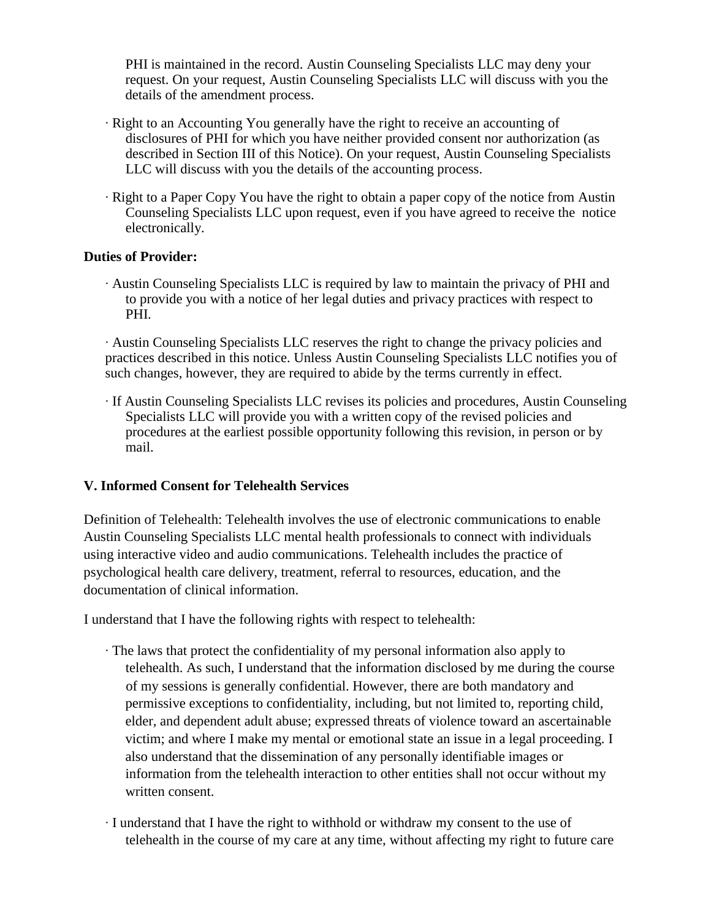PHI is maintained in the record. Austin Counseling Specialists LLC may deny your request. On your request, Austin Counseling Specialists LLC will discuss with you the details of the amendment process.

· Right to an Accounting You generally have the right to receive an accounting of disclosures of PHI for which you have neither provided consent nor authorization (as described in Section III of this Notice). On your request, Austin Counseling Specialists LLC will discuss with you the details of the accounting process.

· Right to a Paper Copy You have the right to obtain a paper copy of the notice from Austin Counseling Specialists LLC upon request, even if you have agreed to receive the notice electronically.

**Duties of Provider:**

· Austin Counseling Specialists LLC is required by law to maintain the privacy of PHI and to provide you with a notice of her legal duties and privacy practices with respect to PHI.

· Austin Counseling Specialists LLC reserves the right to change the privacy policies and practices described in this notice. Unless Austin Counseling Specialists LLC notifies you of such changes, however, they are required to abide by the terms currently in effect.

· If Austin Counseling Specialists LLC revises its policies and procedures, Austin Counseling Specialists LLC will provide you with a written copy of the revised policies and procedures at the earliest possible opportunity following this revision, in person or by mail.

### V. Informed Consent for Telehealth Services

Definition of Telehealth: Telehealth involves the use of electronic communications to enable Austin Counseling Specialists LLC mental health professionals to connect with individuals using interactive video and audio communications. Telehealth includes the practice of psychological health care delivery, treatment, referral to resources, education, and the documentation of clinical information.

I understand that I have the following rights with respect to telehealth:

· The laws that protect the confidentiality of my personal information also apply to telehealth. As such, I understand that the information disclosed by me during the course of my sessions is generally confidential. However, there are both mandatory and permissive exceptions to confidentiality, including, but not limited to, reporting child, elder, and dependent adult abuse; expressed threats of violence toward an ascertainable victim; and where I make my mental or emotional state an issue in a legal proceeding. I also understand that the dissemination of any personally identifiable images or information from the telehealth interaction to other entities shall not occur without my written consent.

· I understand that I have the right to withhold or withdraw my consent to the use of telehealth in the course of my care at any time, without affecting my right to future care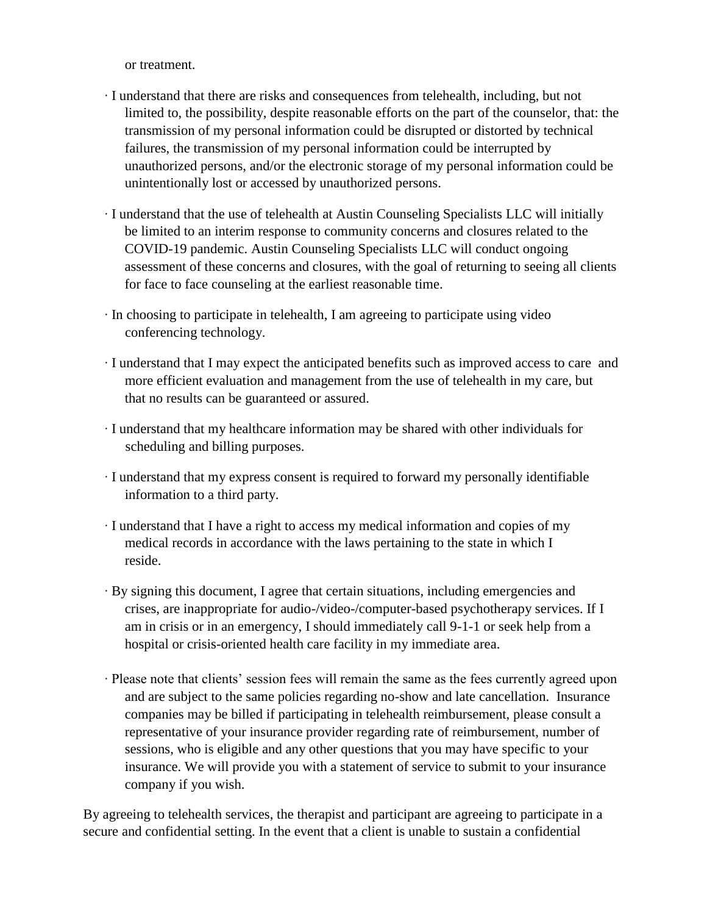or treatment.

- I understand that there are risks and consequences from telehealth, including, but not limited to, the possibility, despite reasonable efforts on the part of the counselor, that: the transmission of my personal information could be disrupted or distorted by technical failures, the transmission of my personal information could be interrupted by unauthorized persons, and/or the electronic storage of my personal information could be unintentionally lost or accessed by unauthorized persons.

- I understand that the use of telehealth at Austin Counseling Specialists LLC will initially be limited to an interim response to community concerns and closures related to the COVID-19 pandemic. Austin Counseling Specialists LLC will conduct ongoing assessment of these concerns and closures, with the goal of returning to seeing all clients for face to face counseling at the earliest reasonable time.

- In choosing to participate in telehealth, I am agreeing to participate using video conferencing technology.

- I understand that I may expect the anticipated benefits such as improved access to care and more efficient evaluation and management from the use of telehealth in my care, but that no results can be guaranteed or assured.

- I understand that my healthcare information may be shared with other individuals for scheduling and billing purposes.

- I understand that my express consent is required to forward my personally identifiable information to a third party.

- I understand that I have a right to access my medical information and copies of my medical records in accordance with the laws pertaining to the state in which I reside.

- By signing this document, I agree that certain situations, including emergencies and crises, are inappropriate for audio-/video-/computer-based psychotherapy services. If I am in crisis or in an emergency, I should immediately call 9-1-1 or seek help from a hospital or crisis-oriented health care facility in my immediate area.

- Please note that clients' session fees will remain the same as the fees currently agreed upon and are subject to the same policies regarding no-show and late cancellation. Insurance companies may be billed if participating in telehealth reimbursement, please consult a representative of your insurance provider regarding rate of reimbursement, number of sessions, who is eligible and any other questions that you may have specific to your insurance. We will provide you with a statement of service to submit to your insurance company if you wish.

By agreeing to telehealth services, the therapist and participant are agreeing to participate in a secure and confidential setting. In the event that a client is unable to sustain a confidential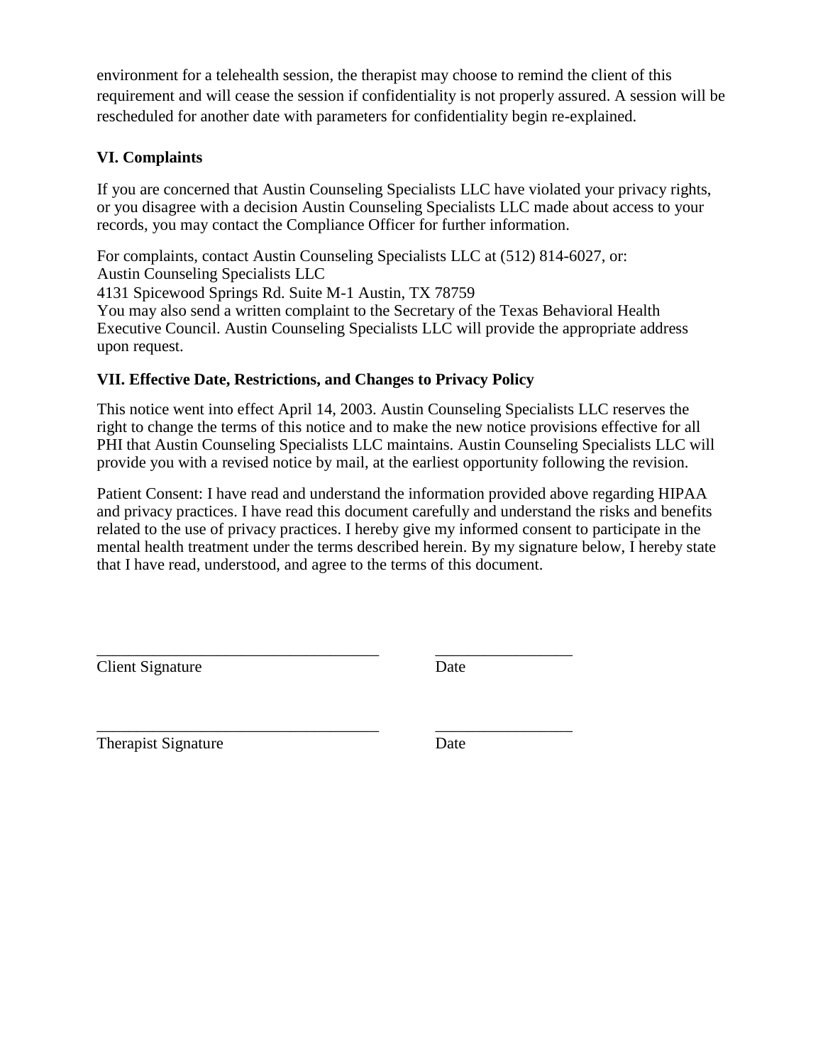environment for a telehealth session, the therapist may choose to remind the client of this requirement and will cease the session if confidentiality is not properly assured. A session will be rescheduled for another date with parameters for confidentiality begin re-explained.

### VI. Complaints

If you are concerned that Austin Counseling Specialists LLC have violated your privacy rights, or you disagree with a decision Austin Counseling Specialists LLC made about access to your records, you may contact the Compliance Officer for further information.

For complaints, contact Austin Counseling Specialists LLC at (512) 814-6027, or:
Austin Counseling Specialists LLC
4131 Spicewood Springs Rd. Suite M-1 Austin, TX 78759
You may also send a written complaint to the Secretary of the Texas Behavioral Health Executive Council. Austin Counseling Specialists LLC will provide the appropriate address upon request.

### VII. Effective Date, Restrictions, and Changes to Privacy Policy

This notice went into effect April 14, 2003. Austin Counseling Specialists LLC reserves the right to change the terms of this notice and to make the new notice provisions effective for all PHI that Austin Counseling Specialists LLC maintains. Austin Counseling Specialists LLC will provide you with a revised notice by mail, at the earliest opportunity following the revision.

Patient Consent: I have read and understand the information provided above regarding HIPAA and privacy practices. I have read this document carefully and understand the risks and benefits related to the use of privacy practices. I hereby give my informed consent to participate in the mental health treatment under the terms described herein. By my signature below, I hereby state that I have read, understood, and agree to the terms of this document.

___________________________________ _________________
Client Signature Date

___________________________________ _________________
Therapist Signature Date